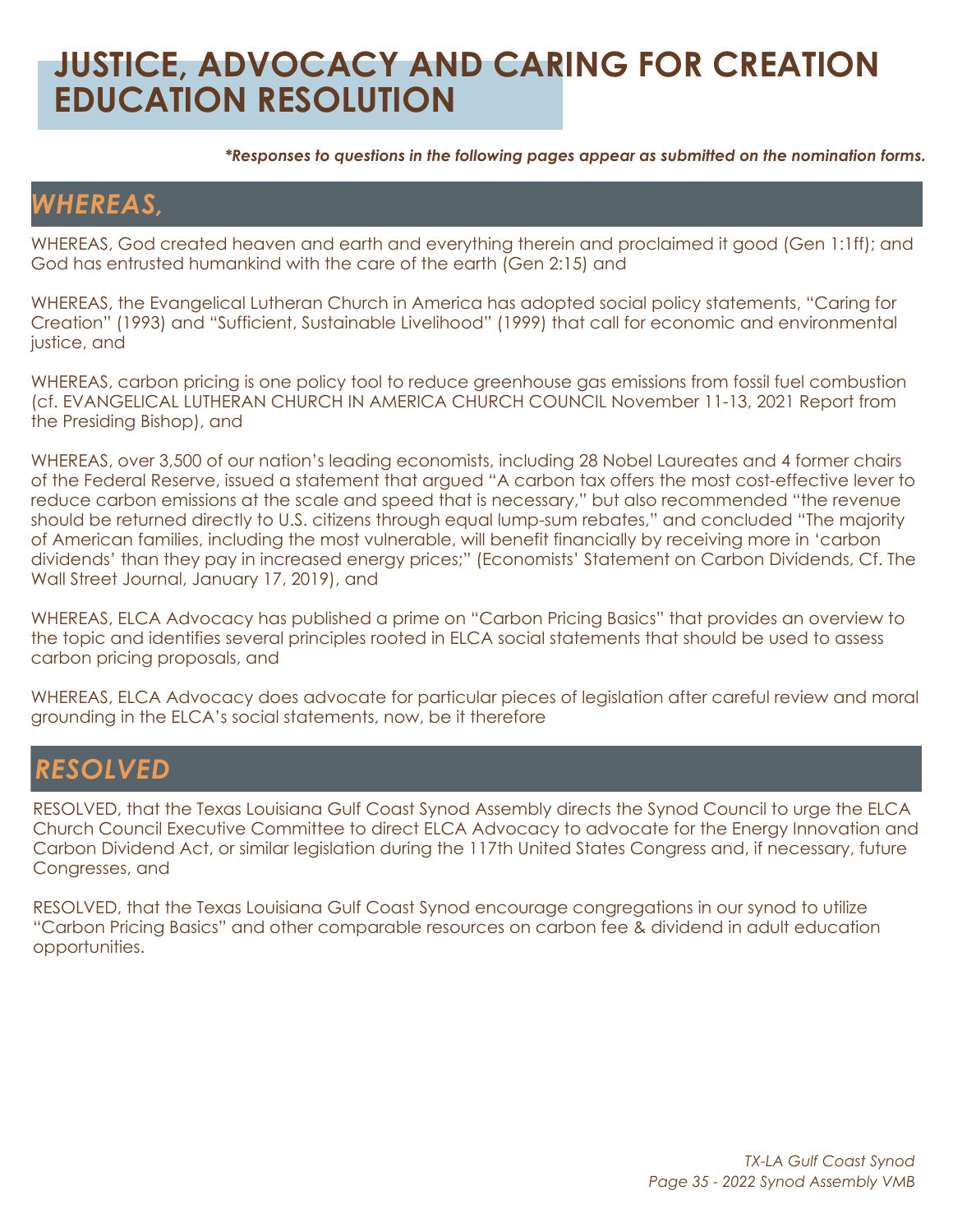# JUSTICE, ADVOCACY AND CARING FOR CREATION EDUCATION RESOLUTION

***Responses to questions in the following pages appear as submitted on the nomination forms.***

## *WHEREAS,*

WHEREAS, God created heaven and earth and everything therein and proclaimed it good (Gen 1:1ff); and God has entrusted humankind with the care of the earth (Gen 2:15) and

WHEREAS, the Evangelical Lutheran Church in America has adopted social policy statements, "Caring for Creation" (1993) and "Sufficient, Sustainable Livelihood" (1999) that call for economic and environmental justice, and

WHEREAS, carbon pricing is one policy tool to reduce greenhouse gas emissions from fossil fuel combustion (cf. EVANGELICAL LUTHERAN CHURCH IN AMERICA CHURCH COUNCIL November 11-13, 2021 Report from the Presiding Bishop), and

WHEREAS, over 3,500 of our nation's leading economists, including 28 Nobel Laureates and 4 former chairs of the Federal Reserve, issued a statement that argued "A carbon tax offers the most cost-effective lever to reduce carbon emissions at the scale and speed that is necessary," but also recommended "the revenue should be returned directly to U.S. citizens through equal lump-sum rebates," and concluded "The majority of American families, including the most vulnerable, will benefit financially by receiving more in 'carbon dividends' than they pay in increased energy prices;" (Economists' Statement on Carbon Dividends, Cf. The Wall Street Journal, January 17, 2019), and

WHEREAS, ELCA Advocacy has published a prime on "Carbon Pricing Basics" that provides an overview to the topic and identifies several principles rooted in ELCA social statements that should be used to assess carbon pricing proposals, and

WHEREAS, ELCA Advocacy does advocate for particular pieces of legislation after careful review and moral grounding in the ELCA's social statements, now, be it therefore

## *RESOLVED*

RESOLVED, that the Texas Louisiana Gulf Coast Synod Assembly directs the Synod Council to urge the ELCA Church Council Executive Committee to direct ELCA Advocacy to advocate for the Energy Innovation and Carbon Dividend Act, or similar legislation during the 117th United States Congress and, if necessary, future Congresses, and

RESOLVED, that the Texas Louisiana Gulf Coast Synod encourage congregations in our synod to utilize "Carbon Pricing Basics" and other comparable resources on carbon fee & dividend in adult education opportunities.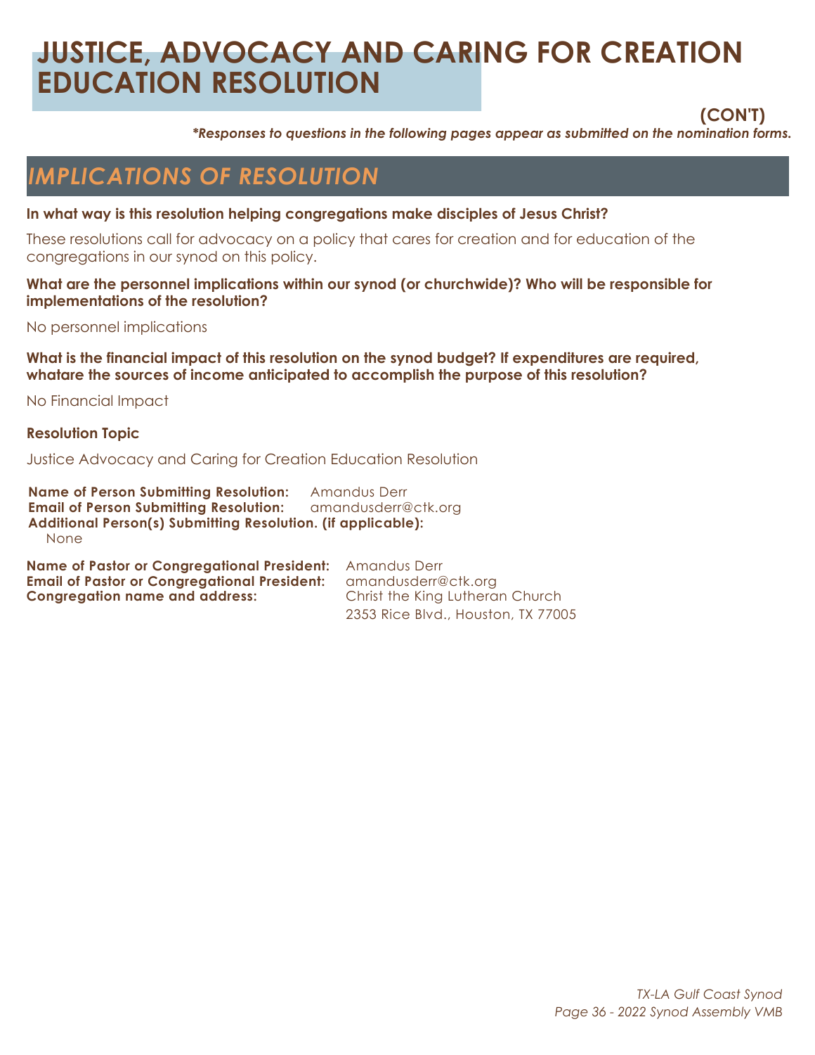# JUSTICE, ADVOCACY AND CARING FOR CREATION EDUCATION RESOLUTION

**(CON'T)**

***Responses to questions in the following pages appear as submitted on the nomination forms.***

## *IMPLICATIONS OF RESOLUTION*

**In what way is this resolution helping congregations make disciples of Jesus Christ?**

These resolutions call for advocacy on a policy that cares for creation and for education of the congregations in our synod on this policy.

**What are the personnel implications within our synod (or churchwide)? Who will be responsible for implementations of the resolution?**

No personnel implications

**What is the financial impact of this resolution on the synod budget? If expenditures are required, whatare the sources of income anticipated to accomplish the purpose of this resolution?**

No Financial Impact

**Resolution Topic**

Justice Advocacy and Caring for Creation Education Resolution

**Name of Person Submitting Resolution:** Amandus Derr
**Email of Person Submitting Resolution:** amandusderr@ctk.org
**Additional Person(s) Submitting Resolution. (if applicable):**
None

**Name of Pastor or Congregational President:** Amandus Derr
**Email of Pastor or Congregational President:** amandusderr@ctk.org
**Congregation name and address:** Christ the King Lutheran Church
2353 Rice Blvd., Houston, TX 77005